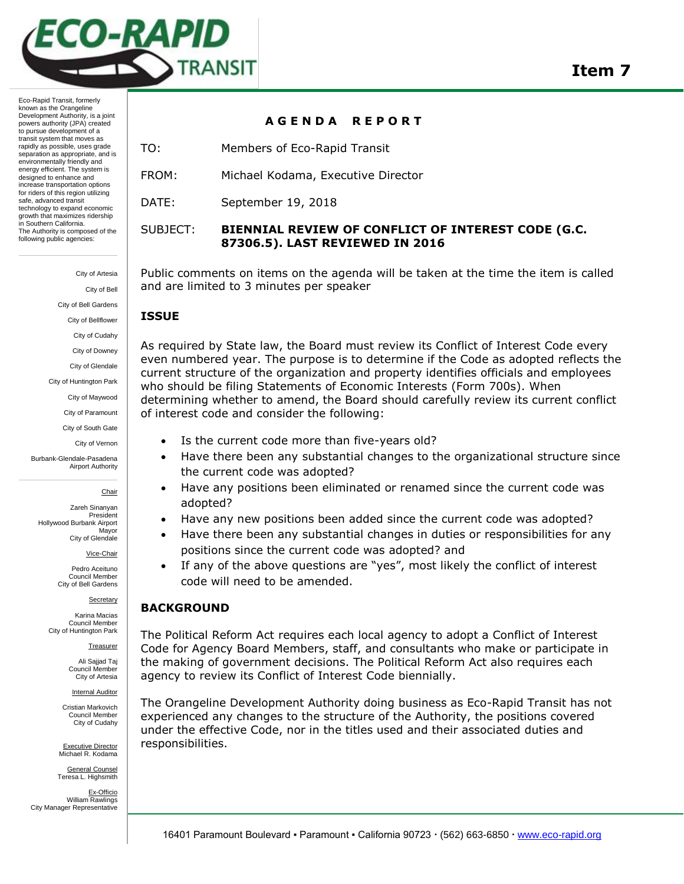# ECO-RAPID TRANSIT

**Item 7**

Eco-Rapid Transit, formerly known as the Orangeline Development Authority, is a joint powers authority (JPA) created to pursue development of a transit system that moves as rapidly as possible, uses grade separation as appropriate, and is environmentally friendly and energy efficient. The system is designed to enhance and increase transportation options for riders of this region utilizing safe, advanced transit technology to expand economic growth that maximizes ridership in Southern California. The Authority is composed of the following public agencies:

City of Artesia
City of Bell
City of Bell Gardens
City of Bellflower
City of Cudahy
City of Downey
City of Glendale
City of Huntington Park
City of Maywood
City of Paramount
City of South Gate
City of Vernon
Burbank-Glendale-Pasadena Airport Authority

Chair
Zareh Sinanyan
President
Hollywood Burbank Airport
Mayor
City of Glendale

Vice-Chair
Pedro Aceituno
Council Member
City of Bell Gardens

Secretary
Karina Macias
Council Member
City of Huntington Park

Treasurer
Ali Sajjad Taj
Council Member
City of Artesia

Internal Auditor
Cristian Markovich
Council Member
City of Cudahy

Executive Director
Michael R. Kodama

General Counsel
Teresa L. Highsmith

Ex-Officio
William Rawlings
City Manager Representative

## AGENDA REPORT

TO: Members of Eco-Rapid Transit

FROM: Michael Kodama, Executive Director

DATE: September 19, 2018

SUBJECT: **BIENNIAL REVIEW OF CONFLICT OF INTEREST CODE (G.C. 87306.5). LAST REVIEWED IN 2016**

Public comments on items on the agenda will be taken at the time the item is called and are limited to 3 minutes per speaker

### ISSUE

As required by State law, the Board must review its Conflict of Interest Code every even numbered year. The purpose is to determine if the Code as adopted reflects the current structure of the organization and property identifies officials and employees who should be filing Statements of Economic Interests (Form 700s). When determining whether to amend, the Board should carefully review its current conflict of interest code and consider the following:

- Is the current code more than five-years old?
- Have there been any substantial changes to the organizational structure since the current code was adopted?
- Have any positions been eliminated or renamed since the current code was adopted?
- Have any new positions been added since the current code was adopted?
- Have there been any substantial changes in duties or responsibilities for any positions since the current code was adopted? and
- If any of the above questions are "yes", most likely the conflict of interest code will need to be amended.

### BACKGROUND

The Political Reform Act requires each local agency to adopt a Conflict of Interest Code for Agency Board Members, staff, and consultants who make or participate in the making of government decisions. The Political Reform Act also requires each agency to review its Conflict of Interest Code biennially.

The Orangeline Development Authority doing business as Eco-Rapid Transit has not experienced any changes to the structure of the Authority, the positions covered under the effective Code, nor in the titles used and their associated duties and responsibilities.

16401 Paramount Boulevard ▪ Paramount ▪ California 90723 · (562) 663-6850 · www.eco-rapid.org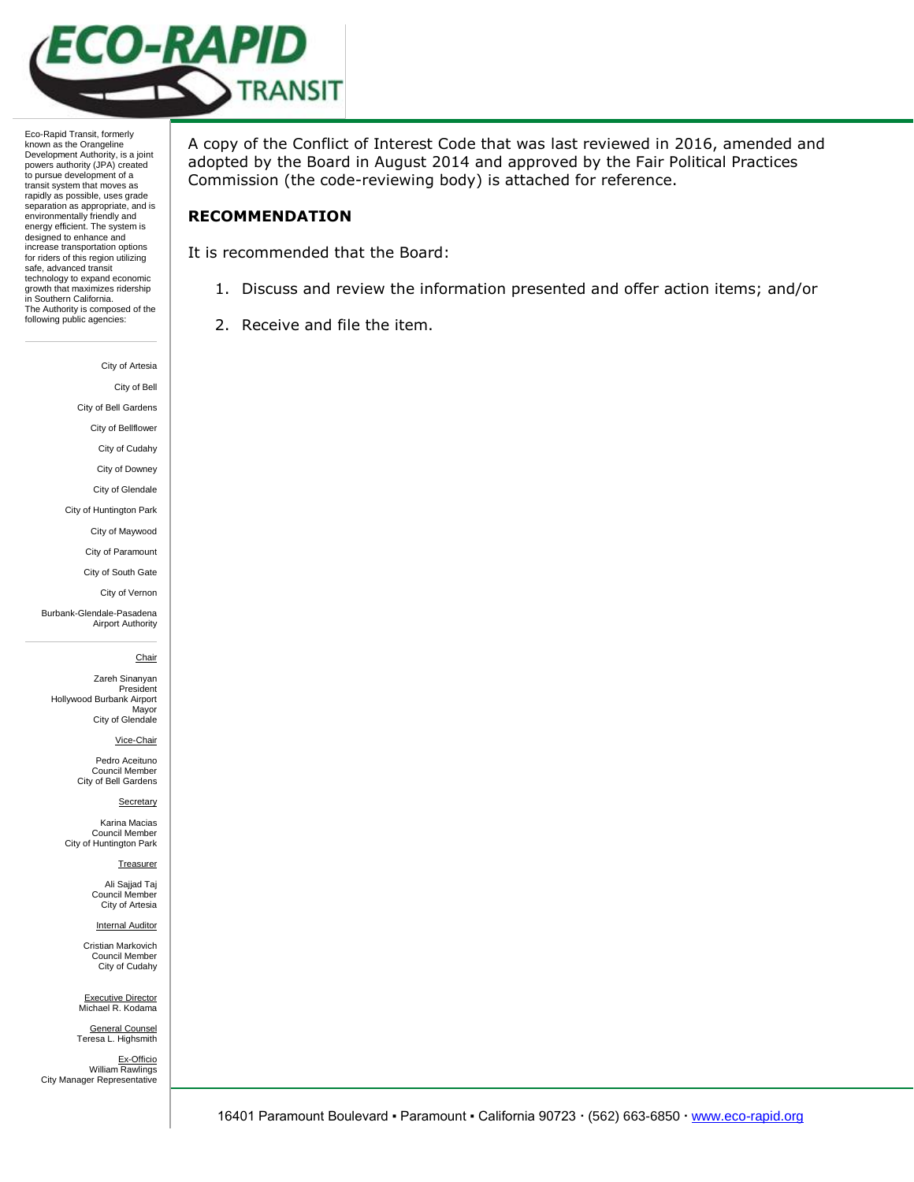Eco-Rapid Transit, formerly known as the Orangeline Development Authority, is a joint powers authority (JPA) created to pursue development of a transit system that moves as rapidly as possible, uses grade separation as appropriate, and is environmentally friendly and energy efficient. The system is designed to enhance and increase transportation options for riders of this region utilizing safe, advanced transit technology to expand economic growth that maximizes ridership in Southern California.
The Authority is composed of the following public agencies:

City of Artesia
City of Bell
City of Bell Gardens
City of Bellflower
City of Cudahy
City of Downey
City of Glendale
City of Huntington Park
City of Maywood
City of Paramount
City of South Gate
City of Vernon
Burbank-Glendale-Pasadena Airport Authority

Chair
Zareh Sinanyan
President
Hollywood Burbank Airport
Mayor
City of Glendale

Vice-Chair
Pedro Aceituno
Council Member
City of Bell Gardens

Secretary
Karina Macias
Council Member
City of Huntington Park

Treasurer
Ali Sajjad Taj
Council Member
City of Artesia

Internal Auditor
Cristian Markovich
Council Member
City of Cudahy

Executive Director
Michael R. Kodama

General Counsel
Teresa L. Highsmith

Ex-Officio
William Rawlings
City Manager Representative

A copy of the Conflict of Interest Code that was last reviewed in 2016, amended and adopted by the Board in August 2014 and approved by the Fair Political Practices Commission (the code-reviewing body) is attached for reference.

## RECOMMENDATION

It is recommended that the Board:

1. Discuss and review the information presented and offer action items; and/or
2. Receive and file the item.

16401 Paramount Boulevard ▪ Paramount ▪ California 90723 · (562) 663-6850 · www.eco-rapid.org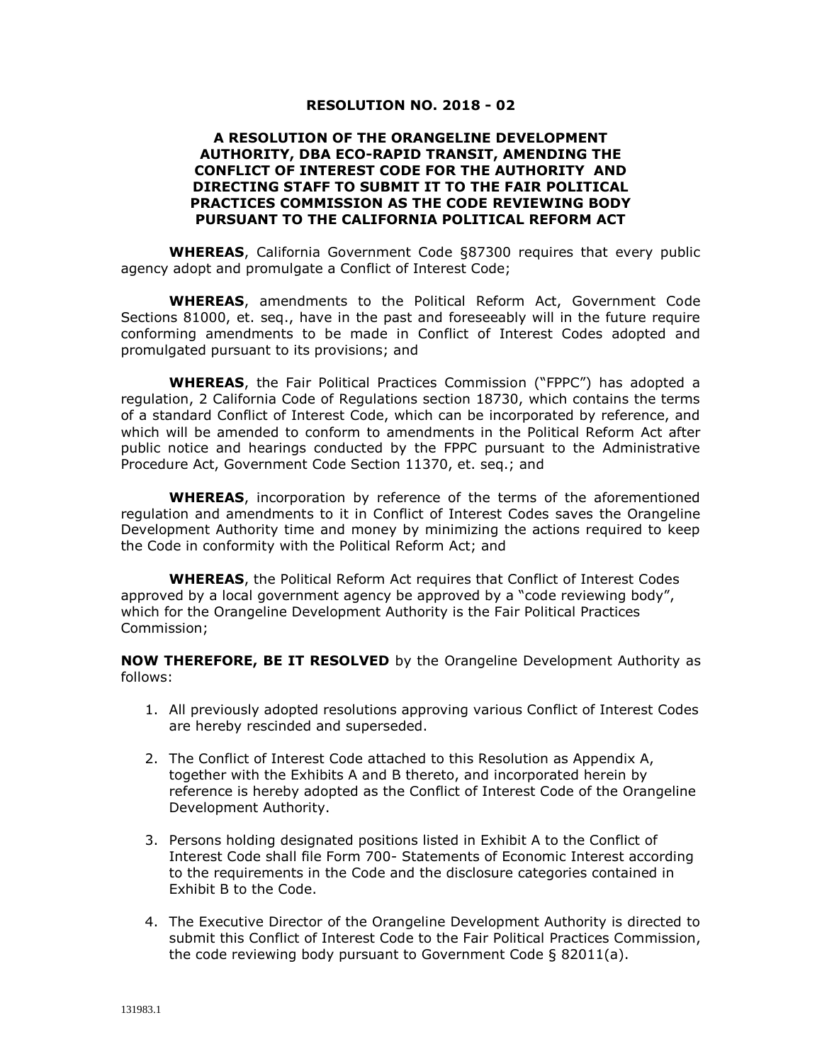# RESOLUTION NO. 2018 - 02

## A RESOLUTION OF THE ORANGELINE DEVELOPMENT AUTHORITY, DBA ECO-RAPID TRANSIT, AMENDING THE CONFLICT OF INTEREST CODE FOR THE AUTHORITY AND DIRECTING STAFF TO SUBMIT IT TO THE FAIR POLITICAL PRACTICES COMMISSION AS THE CODE REVIEWING BODY PURSUANT TO THE CALIFORNIA POLITICAL REFORM ACT

**WHEREAS**, California Government Code §87300 requires that every public agency adopt and promulgate a Conflict of Interest Code;

**WHEREAS**, amendments to the Political Reform Act, Government Code Sections 81000, et. seq., have in the past and foreseeably will in the future require conforming amendments to be made in Conflict of Interest Codes adopted and promulgated pursuant to its provisions; and

**WHEREAS**, the Fair Political Practices Commission ("FPPC") has adopted a regulation, 2 California Code of Regulations section 18730, which contains the terms of a standard Conflict of Interest Code, which can be incorporated by reference, and which will be amended to conform to amendments in the Political Reform Act after public notice and hearings conducted by the FPPC pursuant to the Administrative Procedure Act, Government Code Section 11370, et. seq.; and

**WHEREAS**, incorporation by reference of the terms of the aforementioned regulation and amendments to it in Conflict of Interest Codes saves the Orangeline Development Authority time and money by minimizing the actions required to keep the Code in conformity with the Political Reform Act; and

**WHEREAS**, the Political Reform Act requires that Conflict of Interest Codes approved by a local government agency be approved by a "code reviewing body", which for the Orangeline Development Authority is the Fair Political Practices Commission;

**NOW THEREFORE, BE IT RESOLVED** by the Orangeline Development Authority as follows:

1. All previously adopted resolutions approving various Conflict of Interest Codes are hereby rescinded and superseded.
2. The Conflict of Interest Code attached to this Resolution as Appendix A, together with the Exhibits A and B thereto, and incorporated herein by reference is hereby adopted as the Conflict of Interest Code of the Orangeline Development Authority.
3. Persons holding designated positions listed in Exhibit A to the Conflict of Interest Code shall file Form 700- Statements of Economic Interest according to the requirements in the Code and the disclosure categories contained in Exhibit B to the Code.
4. The Executive Director of the Orangeline Development Authority is directed to submit this Conflict of Interest Code to the Fair Political Practices Commission, the code reviewing body pursuant to Government Code § 82011(a).

131983.1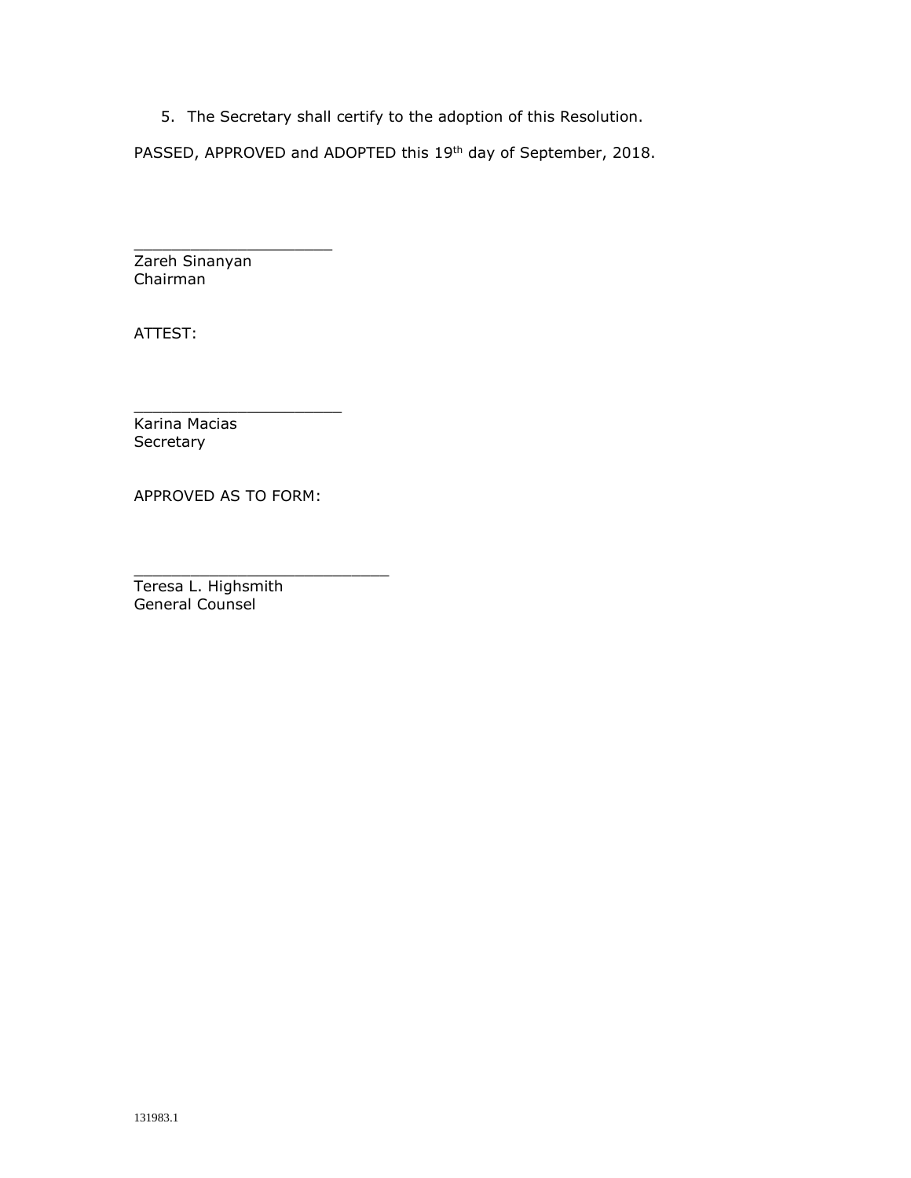5. The Secretary shall certify to the adoption of this Resolution.

PASSED, APPROVED and ADOPTED this 19th day of September, 2018.

\_\_\_\_\_\_\_\_\_\_\_\_\_\_\_\_\_\_\_\_\_\_
Zareh Sinanyan
Chairman

ATTEST:

\_\_\_\_\_\_\_\_\_\_\_\_\_\_\_\_\_\_\_\_\_\_
Karina Macias
Secretary

APPROVED AS TO FORM:

\_\_\_\_\_\_\_\_\_\_\_\_\_\_\_\_\_\_\_\_\_\_\_\_\_\_\_
Teresa L. Highsmith
General Counsel

131983.1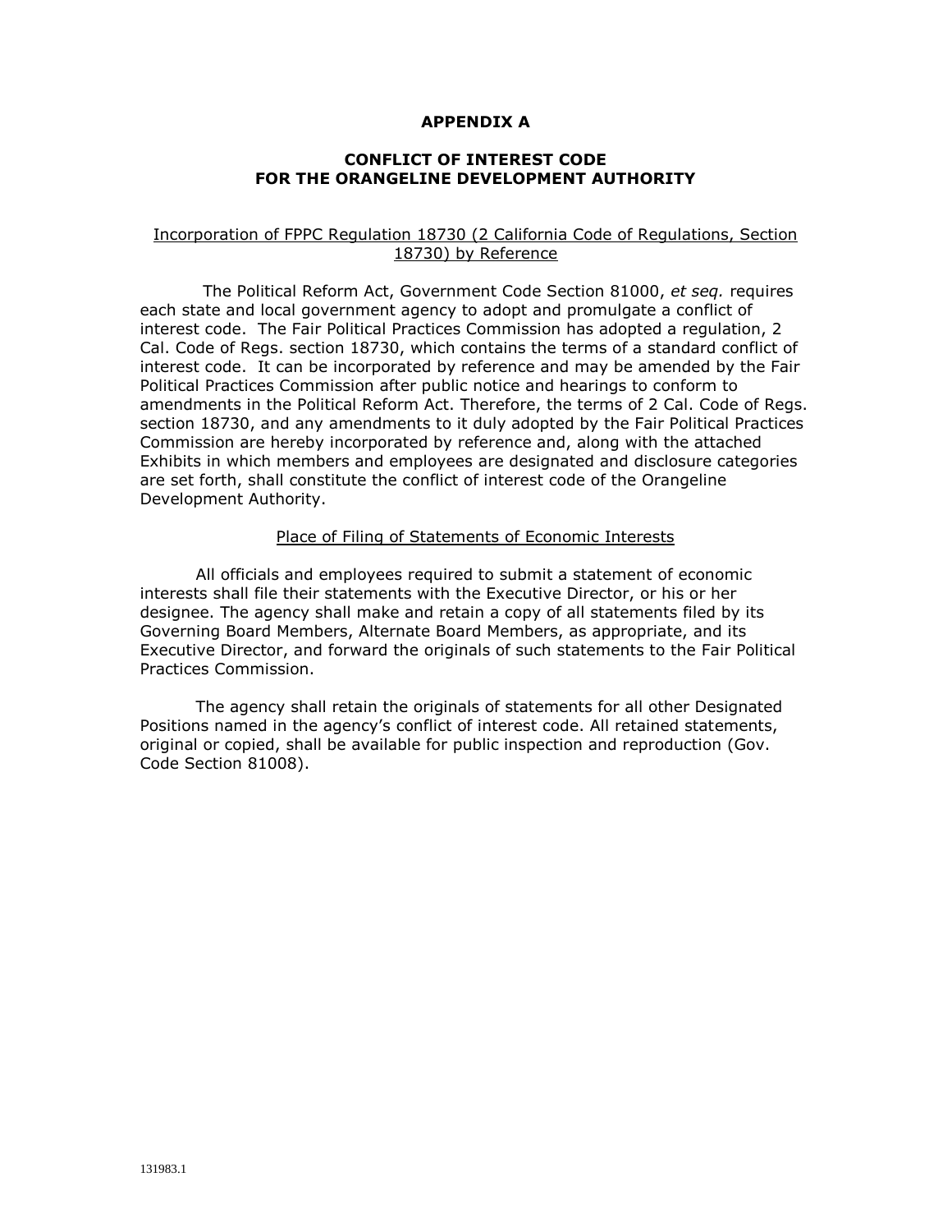# APPENDIX A

## CONFLICT OF INTEREST CODE FOR THE ORANGELINE DEVELOPMENT AUTHORITY

<u>Incorporation of FPPC Regulation 18730 (2 California Code of Regulations, Section 18730) by Reference</u>

The Political Reform Act, Government Code Section 81000, *et seq.* requires each state and local government agency to adopt and promulgate a conflict of interest code. The Fair Political Practices Commission has adopted a regulation, 2 Cal. Code of Regs. section 18730, which contains the terms of a standard conflict of interest code. It can be incorporated by reference and may be amended by the Fair Political Practices Commission after public notice and hearings to conform to amendments in the Political Reform Act. Therefore, the terms of 2 Cal. Code of Regs. section 18730, and any amendments to it duly adopted by the Fair Political Practices Commission are hereby incorporated by reference and, along with the attached Exhibits in which members and employees are designated and disclosure categories are set forth, shall constitute the conflict of interest code of the Orangeline Development Authority.

<u>Place of Filing of Statements of Economic Interests</u>

All officials and employees required to submit a statement of economic interests shall file their statements with the Executive Director, or his or her designee. The agency shall make and retain a copy of all statements filed by its Governing Board Members, Alternate Board Members, as appropriate, and its Executive Director, and forward the originals of such statements to the Fair Political Practices Commission.

The agency shall retain the originals of statements for all other Designated Positions named in the agency's conflict of interest code. All retained statements, original or copied, shall be available for public inspection and reproduction (Gov. Code Section 81008).

131983.1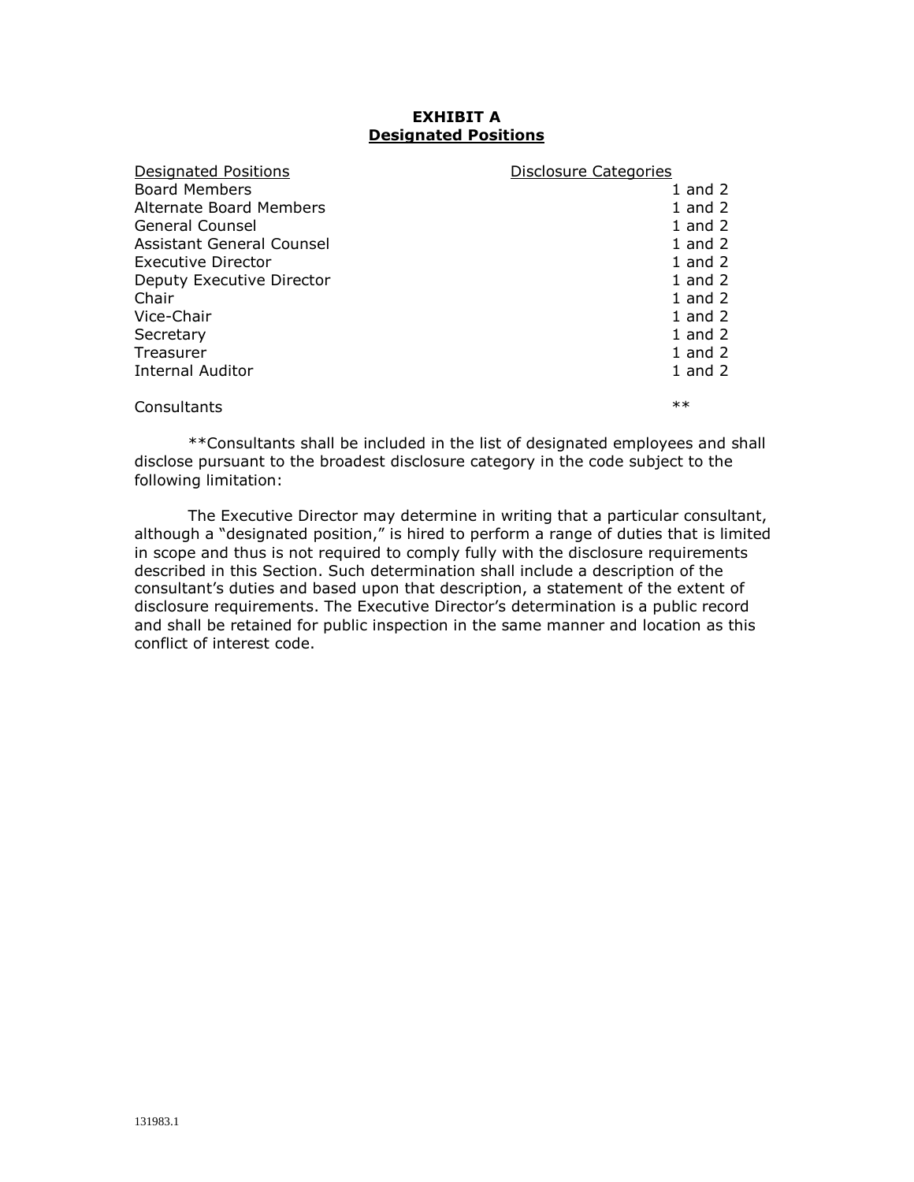# EXHIBIT A
## Designated Positions

| Designated Positions | Disclosure Categories |
| --- | --- |
| Board Members | 1 and 2 |
| Alternate Board Members | 1 and 2 |
| General Counsel | 1 and 2 |
| Assistant General Counsel | 1 and 2 |
| Executive Director | 1 and 2 |
| Deputy Executive Director | 1 and 2 |
| Chair | 1 and 2 |
| Vice-Chair | 1 and 2 |
| Secretary | 1 and 2 |
| Treasurer | 1 and 2 |
| Internal Auditor | 1 and 2 |
| Consultants | ** |

**Consultants shall be included in the list of designated employees and shall disclose pursuant to the broadest disclosure category in the code subject to the following limitation:

The Executive Director may determine in writing that a particular consultant, although a "designated position," is hired to perform a range of duties that is limited in scope and thus is not required to comply fully with the disclosure requirements described in this Section. Such determination shall include a description of the consultant's duties and based upon that description, a statement of the extent of disclosure requirements. The Executive Director's determination is a public record and shall be retained for public inspection in the same manner and location as this conflict of interest code.

131983.1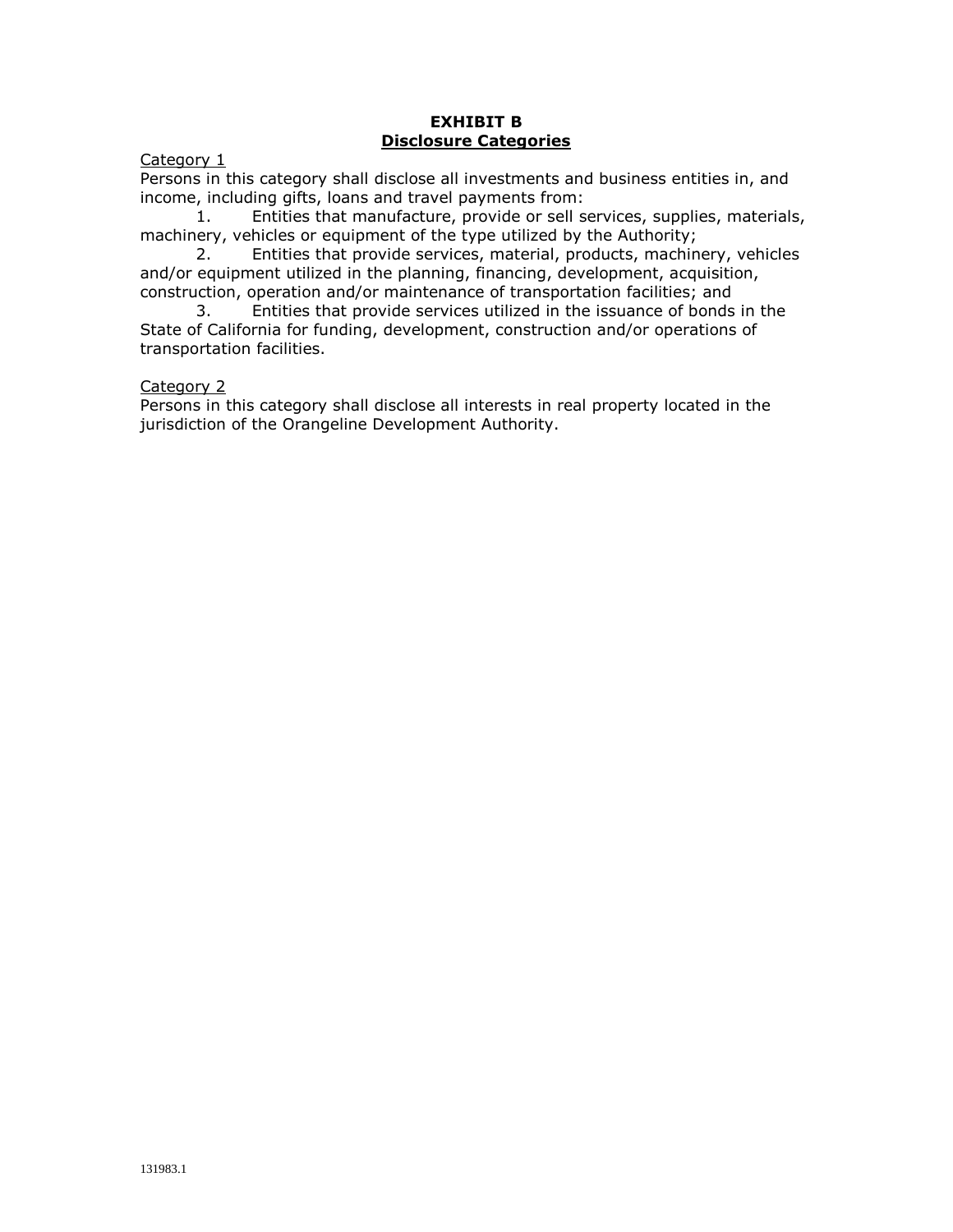# EXHIBIT B
## Disclosure Categories

Category 1

Persons in this category shall disclose all investments and business entities in, and income, including gifts, loans and travel payments from:

1. Entities that manufacture, provide or sell services, supplies, materials, machinery, vehicles or equipment of the type utilized by the Authority;
2. Entities that provide services, material, products, machinery, vehicles and/or equipment utilized in the planning, financing, development, acquisition, construction, operation and/or maintenance of transportation facilities; and
3. Entities that provide services utilized in the issuance of bonds in the State of California for funding, development, construction and/or operations of transportation facilities.

Category 2

Persons in this category shall disclose all interests in real property located in the jurisdiction of the Orangeline Development Authority.

131983.1